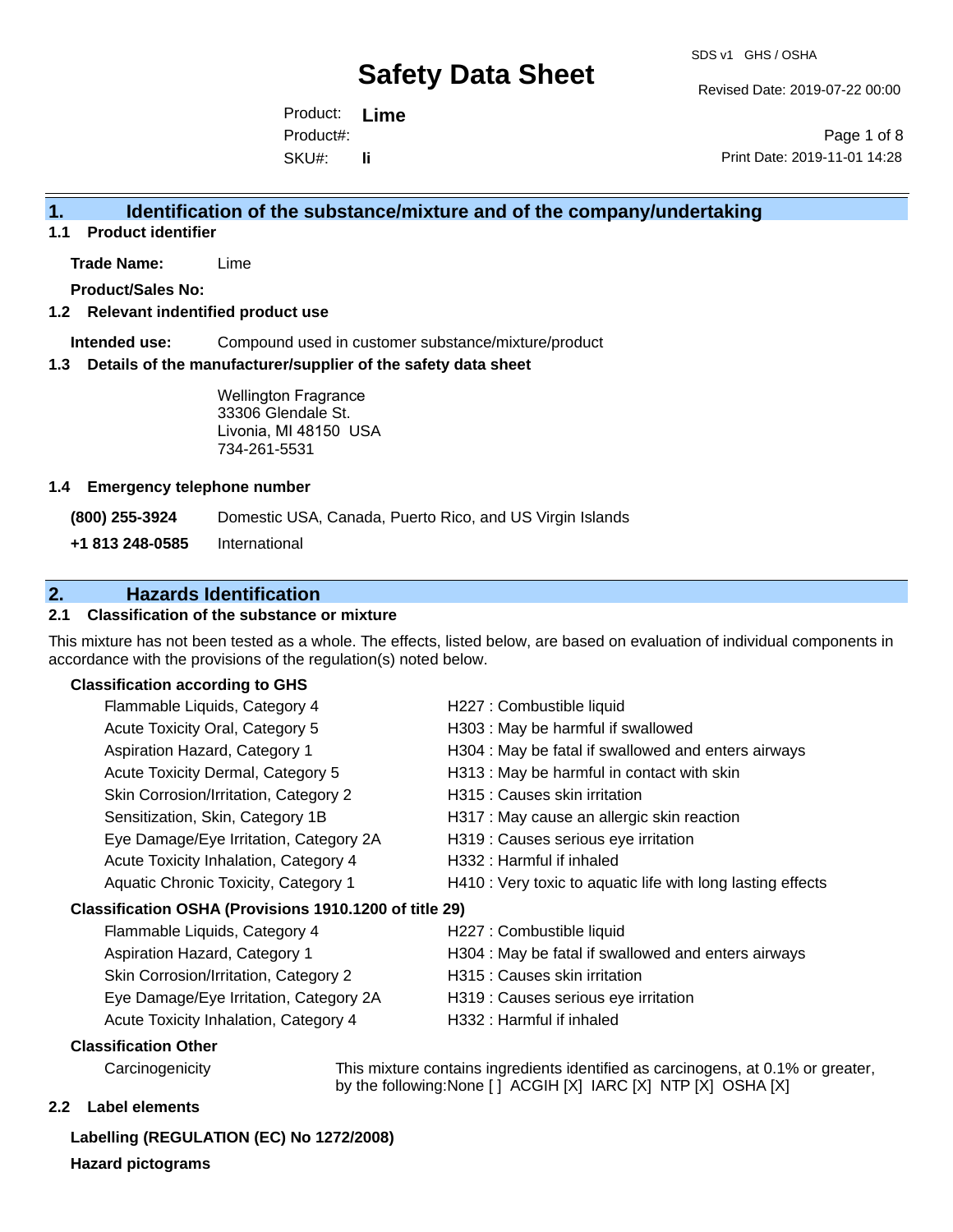# Safety Data Sheet

SDS v1 GHS / OSHA

Revised Date: 2019-07-22 00:00

Product: **Lime**

Product#:

SKU#: **li**

Print Date: 2019-11-01 14:28

## 1. Identification of the substance/mixture and of the company/undertaking

### 1.1 Product identifier

**Trade Name:** Lime

**Product/Sales No:**

### 1.2 Relevant indentified product use

**Intended use:** Compound used in customer substance/mixture/product

### 1.3 Details of the manufacturer/supplier of the safety data sheet

Wellington Fragrance
33306 Glendale St.
Livonia, MI 48150 USA
734-261-5531

### 1.4 Emergency telephone number

**(800) 255-3924** Domestic USA, Canada, Puerto Rico, and US Virgin Islands

**+1 813 248-0585** International

## 2. Hazards Identification

### 2.1 Classification of the substance or mixture

This mixture has not been tested as a whole. The effects, listed below, are based on evaluation of individual components in accordance with the provisions of the regulation(s) noted below.

**Classification according to GHS**

| | |
|---|---|
| Flammable Liquids, Category 4 | H227 : Combustible liquid |
| Acute Toxicity Oral, Category 5 | H303 : May be harmful if swallowed |
| Aspiration Hazard, Category 1 | H304 : May be fatal if swallowed and enters airways |
| Acute Toxicity Dermal, Category 5 | H313 : May be harmful in contact with skin |
| Skin Corrosion/Irritation, Category 2 | H315 : Causes skin irritation |
| Sensitization, Skin, Category 1B | H317 : May cause an allergic skin reaction |
| Eye Damage/Eye Irritation, Category 2A | H319 : Causes serious eye irritation |
| Acute Toxicity Inhalation, Category 4 | H332 : Harmful if inhaled |
| Aquatic Chronic Toxicity, Category 1 | H410 : Very toxic to aquatic life with long lasting effects |

**Classification OSHA (Provisions 1910.1200 of title 29)**

| | |
|---|---|
| Flammable Liquids, Category 4 | H227 : Combustible liquid |
| Aspiration Hazard, Category 1 | H304 : May be fatal if swallowed and enters airways |
| Skin Corrosion/Irritation, Category 2 | H315 : Causes skin irritation |
| Eye Damage/Eye Irritation, Category 2A | H319 : Causes serious eye irritation |
| Acute Toxicity Inhalation, Category 4 | H332 : Harmful if inhaled |

**Classification Other**

Carcinogenicity — This mixture contains ingredients identified as carcinogens, at 0.1% or greater, by the following:None [ ] ACGIH [X] IARC [X] NTP [X] OSHA [X]

### 2.2 Label elements

**Labelling (REGULATION (EC) No 1272/2008)**

**Hazard pictograms**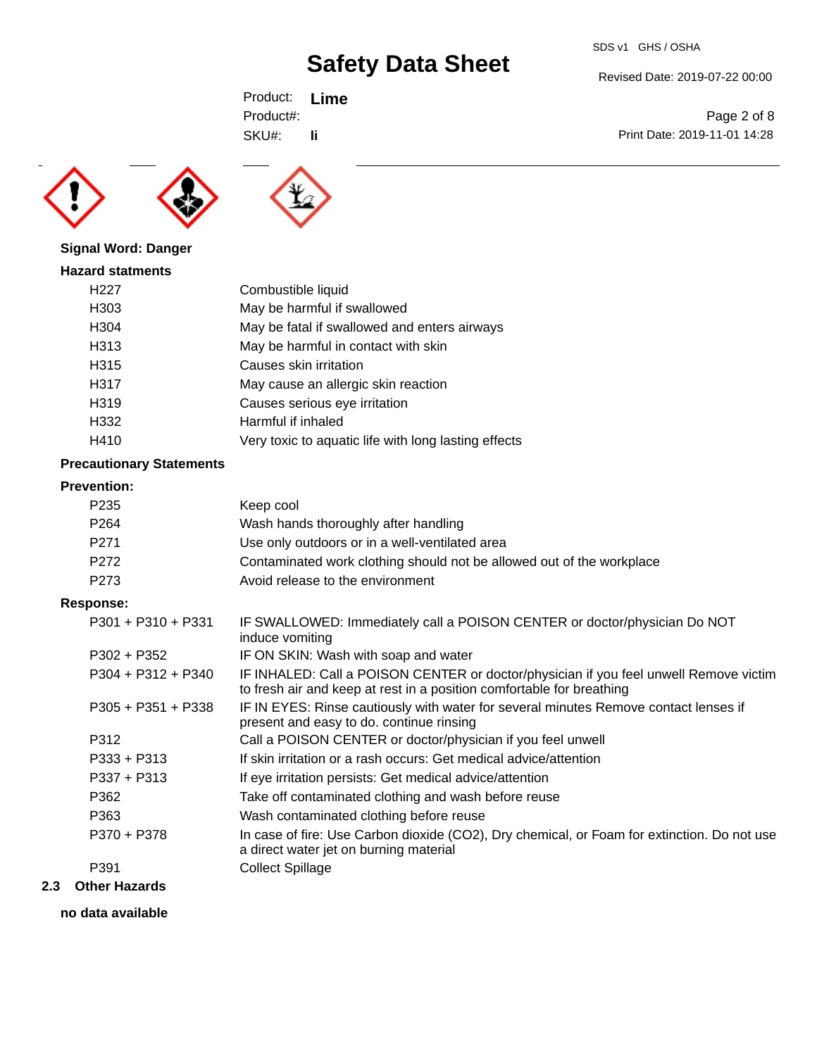**Signal Word: Danger**

**Hazard statments**

| | |
|---|---|
| H227 | Combustible liquid |
| H303 | May be harmful if swallowed |
| H304 | May be fatal if swallowed and enters airways |
| H313 | May be harmful in contact with skin |
| H315 | Causes skin irritation |
| H317 | May cause an allergic skin reaction |
| H319 | Causes serious eye irritation |
| H332 | Harmful if inhaled |
| H410 | Very toxic to aquatic life with long lasting effects |

**Precautionary Statements**

**Prevention:**

| | |
|---|---|
| P235 | Keep cool |
| P264 | Wash hands thoroughly after handling |
| P271 | Use only outdoors or in a well-ventilated area |
| P272 | Contaminated work clothing should not be allowed out of the workplace |
| P273 | Avoid release to the environment |

**Response:**

| | |
|---|---|
| P301 + P310 + P331 | IF SWALLOWED: Immediately call a POISON CENTER or doctor/physician Do NOT induce vomiting |
| P302 + P352 | IF ON SKIN: Wash with soap and water |
| P304 + P312 + P340 | IF INHALED: Call a POISON CENTER or doctor/physician if you feel unwell Remove victim to fresh air and keep at rest in a position comfortable for breathing |
| P305 + P351 + P338 | IF IN EYES: Rinse cautiously with water for several minutes Remove contact lenses if present and easy to do. continue rinsing |
| P312 | Call a POISON CENTER or doctor/physician if you feel unwell |
| P333 + P313 | If skin irritation or a rash occurs: Get medical advice/attention |
| P337 + P313 | If eye irritation persists: Get medical advice/attention |
| P362 | Take off contaminated clothing and wash before reuse |
| P363 | Wash contaminated clothing before reuse |
| P370 + P378 | In case of fire: Use Carbon dioxide ($CO_2$), Dry chemical, or Foam for extinction. Do not use a direct water jet on burning material |
| P391 | Collect Spillage |

## 2.3 Other Hazards

**no data available**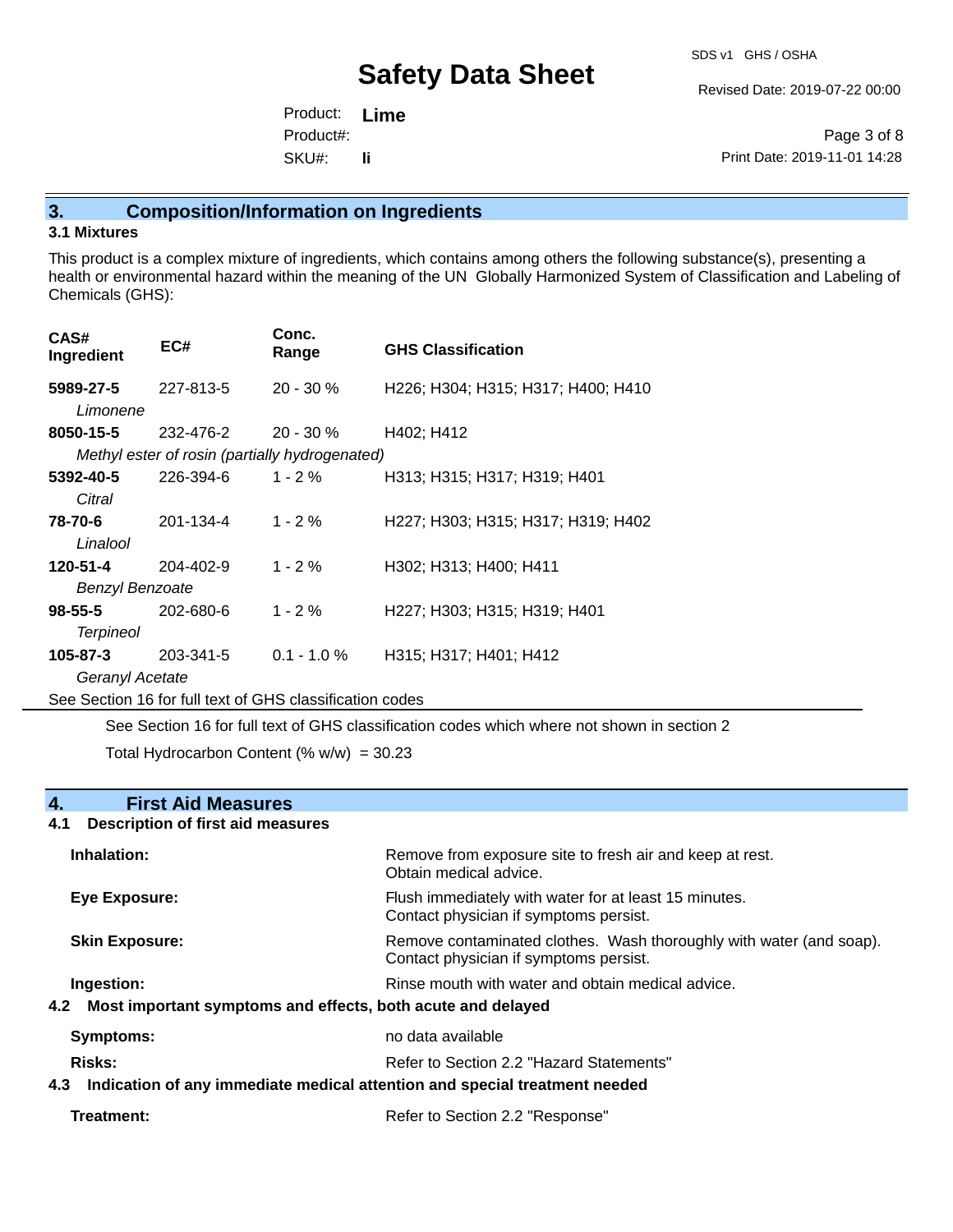## 3. Composition/Information on Ingredients

### 3.1 Mixtures

This product is a complex mixture of ingredients, which contains among others the following substance(s), presenting a health or environmental hazard within the meaning of the UN Globally Harmonized System of Classification and Labeling of Chemicals (GHS):

| CAS# Ingredient | EC# | Conc. Range | GHS Classification |
|---|---|---|---|
| **5989-27-5** *Limonene* | 227-813-5 | 20 - 30 % | H226; H304; H315; H317; H400; H410 |
| **8050-15-5** *Methyl ester of rosin (partially hydrogenated)* | 232-476-2 | 20 - 30 % | H402; H412 |
| **5392-40-5** *Citral* | 226-394-6 | 1 - 2 % | H313; H315; H317; H319; H401 |
| **78-70-6** *Linalool* | 201-134-4 | 1 - 2 % | H227; H303; H315; H317; H319; H402 |
| **120-51-4** *Benzyl Benzoate* | 204-402-9 | 1 - 2 % | H302; H313; H400; H411 |
| **98-55-5** *Terpineol* | 202-680-6 | 1 - 2 % | H227; H303; H315; H319; H401 |
| **105-87-3** *Geranyl Acetate* | 203-341-5 | 0.1 - 1.0 % | H315; H317; H401; H412 |

See Section 16 for full text of GHS classification codes

See Section 16 for full text of GHS classification codes which where not shown in section 2

Total Hydrocarbon Content (% w/w) = 30.23

## 4. First Aid Measures

### 4.1 Description of first aid measures

**Inhalation:** Remove from exposure site to fresh air and keep at rest. Obtain medical advice.

**Eye Exposure:** Flush immediately with water for at least 15 minutes. Contact physician if symptoms persist.

**Skin Exposure:** Remove contaminated clothes. Wash thoroughly with water (and soap). Contact physician if symptoms persist.

**Ingestion:** Rinse mouth with water and obtain medical advice.

### 4.2 Most important symptoms and effects, both acute and delayed

**Symptoms:** no data available

**Risks:** Refer to Section 2.2 "Hazard Statements"

### 4.3 Indication of any immediate medical attention and special treatment needed

**Treatment:** Refer to Section 2.2 "Response"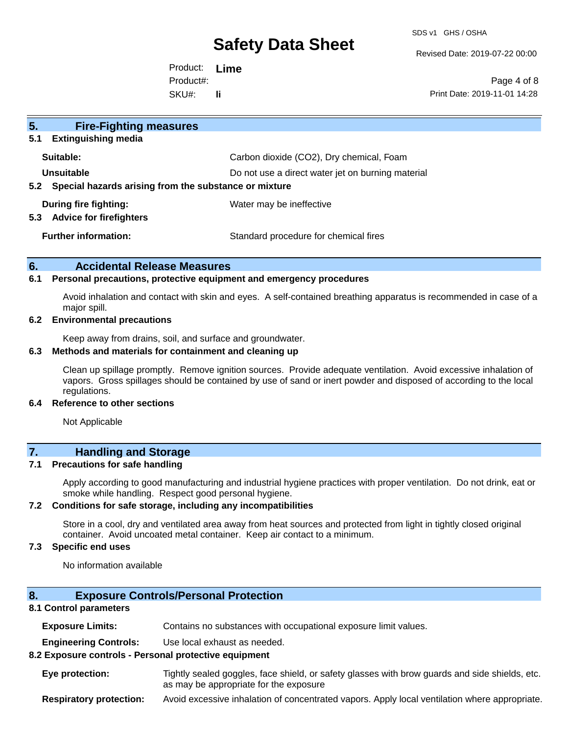## 5. Fire-Fighting measures

### 5.1 Extinguishing media

| | |
|---|---|
| **Suitable:** | Carbon dioxide ($CO_2$), Dry chemical, Foam |
| **Unsuitable** | Do not use a direct water jet on burning material |

### 5.2 Special hazards arising from the substance or mixture

| | |
|---|---|
| **During fire fighting:** | Water may be ineffective |

### 5.3 Advice for firefighters

| | |
|---|---|
| **Further information:** | Standard procedure for chemical fires |

## 6. Accidental Release Measures

### 6.1 Personal precautions, protective equipment and emergency procedures

Avoid inhalation and contact with skin and eyes. A self-contained breathing apparatus is recommended in case of a major spill.

### 6.2 Environmental precautions

Keep away from drains, soil, and surface and groundwater.

### 6.3 Methods and materials for containment and cleaning up

Clean up spillage promptly. Remove ignition sources. Provide adequate ventilation. Avoid excessive inhalation of vapors. Gross spillages should be contained by use of sand or inert powder and disposed of according to the local regulations.

### 6.4 Reference to other sections

Not Applicable

## 7. Handling and Storage

### 7.1 Precautions for safe handling

Apply according to good manufacturing and industrial hygiene practices with proper ventilation. Do not drink, eat or smoke while handling. Respect good personal hygiene.

### 7.2 Conditions for safe storage, including any incompatibilities

Store in a cool, dry and ventilated area away from heat sources and protected from light in tightly closed original container. Avoid uncoated metal container. Keep air contact to a minimum.

### 7.3 Specific end uses

No information available

## 8. Exposure Controls/Personal Protection

### 8.1 Control parameters

| | |
|---|---|
| **Exposure Limits:** | Contains no substances with occupational exposure limit values. |
| **Engineering Controls:** | Use local exhaust as needed. |

### 8.2 Exposure controls - Personal protective equipment

| | |
|---|---|
| **Eye protection:** | Tightly sealed goggles, face shield, or safety glasses with brow guards and side shields, etc. as may be appropriate for the exposure |
| **Respiratory protection:** | Avoid excessive inhalation of concentrated vapors. Apply local ventilation where appropriate. |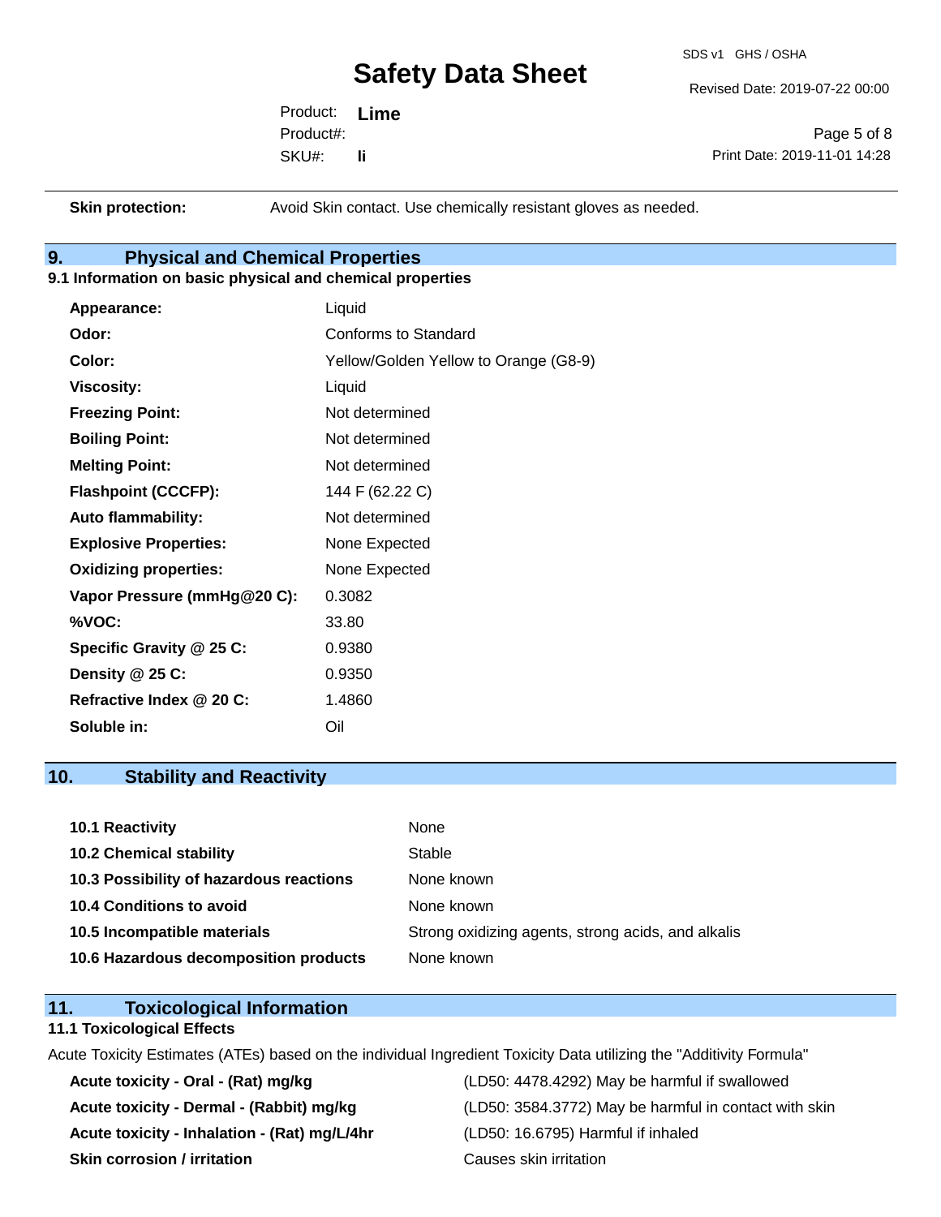| | |
|---|---|
| **Skin protection:** | Avoid Skin contact. Use chemically resistant gloves as needed. |

## 9. Physical and Chemical Properties

### 9.1 Information on basic physical and chemical properties

| | |
|---|---|
| **Appearance:** | Liquid |
| **Odor:** | Conforms to Standard |
| **Color:** | Yellow/Golden Yellow to Orange (G8-9) |
| **Viscosity:** | Liquid |
| **Freezing Point:** | Not determined |
| **Boiling Point:** | Not determined |
| **Melting Point:** | Not determined |
| **Flashpoint (CCCFP):** | 144 F (62.22 C) |
| **Auto flammability:** | Not determined |
| **Explosive Properties:** | None Expected |
| **Oxidizing properties:** | None Expected |
| **Vapor Pressure (mmHg@20 C):** | 0.3082 |
| **%VOC:** | 33.80 |
| **Specific Gravity @ 25 C:** | 0.9380 |
| **Density @ 25 C:** | 0.9350 |
| **Refractive Index @ 20 C:** | 1.4860 |
| **Soluble in:** | Oil |

## 10. Stability and Reactivity

| | |
|---|---|
| **10.1 Reactivity** | None |
| **10.2 Chemical stability** | Stable |
| **10.3 Possibility of hazardous reactions** | None known |
| **10.4 Conditions to avoid** | None known |
| **10.5 Incompatible materials** | Strong oxidizing agents, strong acids, and alkalis |
| **10.6 Hazardous decomposition products** | None known |

## 11. Toxicological Information

### 11.1 Toxicological Effects

Acute Toxicity Estimates (ATEs) based on the individual Ingredient Toxicity Data utilizing the "Additivity Formula"

| | |
|---|---|
| **Acute toxicity - Oral - (Rat) mg/kg** | (LD50: 4478.4292) May be harmful if swallowed |
| **Acute toxicity - Dermal - (Rabbit) mg/kg** | (LD50: 3584.3772) May be harmful in contact with skin |
| **Acute toxicity - Inhalation - (Rat) mg/L/4hr** | (LD50: 16.6795) Harmful if inhaled |
| **Skin corrosion / irritation** | Causes skin irritation |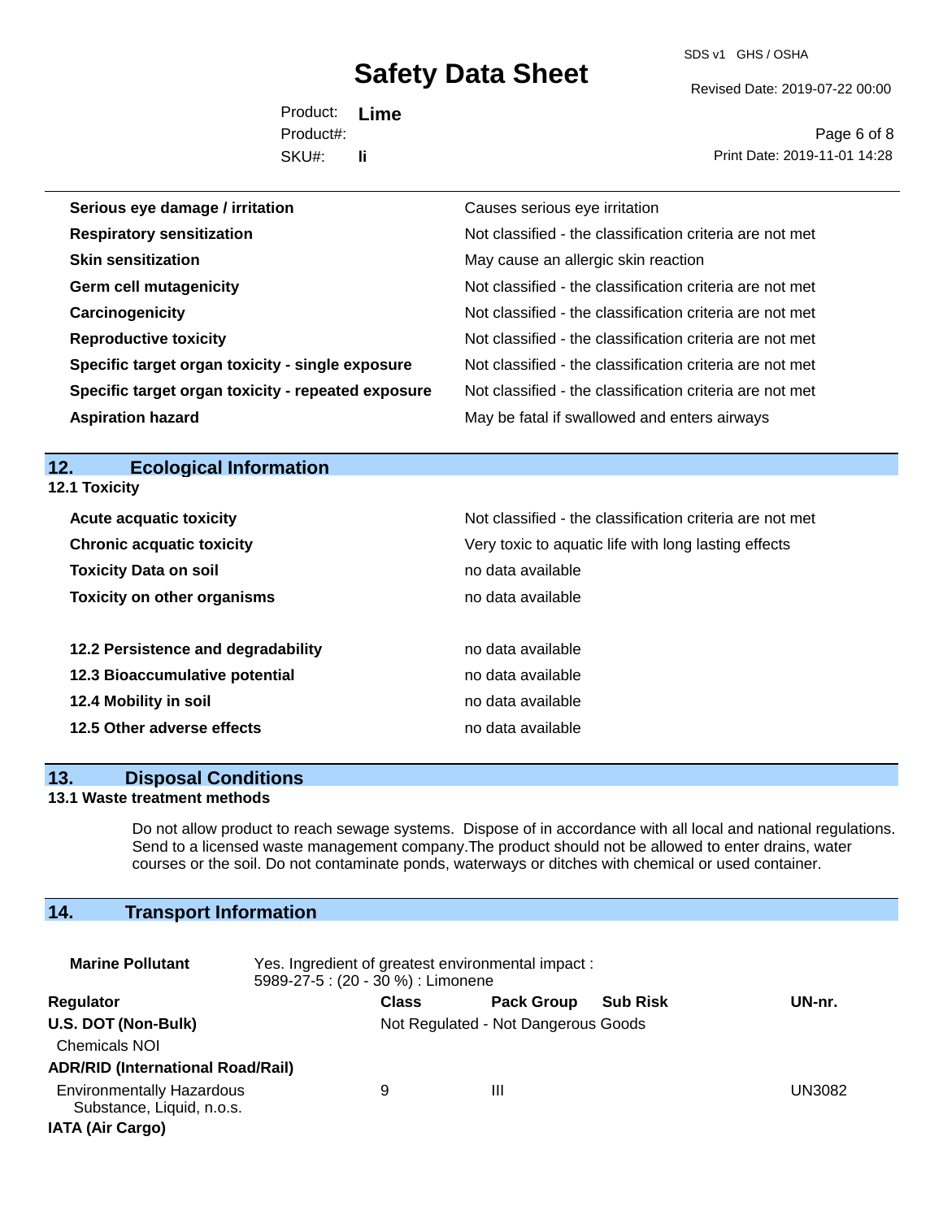| | |
|---|---|
| **Serious eye damage / irritation** | Causes serious eye irritation |
| **Respiratory sensitization** | Not classified - the classification criteria are not met |
| **Skin sensitization** | May cause an allergic skin reaction |
| **Germ cell mutagenicity** | Not classified - the classification criteria are not met |
| **Carcinogenicity** | Not classified - the classification criteria are not met |
| **Reproductive toxicity** | Not classified - the classification criteria are not met |
| **Specific target organ toxicity - single exposure** | Not classified - the classification criteria are not met |
| **Specific target organ toxicity - repeated exposure** | Not classified - the classification criteria are not met |
| **Aspiration hazard** | May be fatal if swallowed and enters airways |

## 12. Ecological Information

**12.1 Toxicity**

| | |
|---|---|
| **Acute acquatic toxicity** | Not classified - the classification criteria are not met |
| **Chronic acquatic toxicity** | Very toxic to aquatic life with long lasting effects |
| **Toxicity Data on soil** | no data available |
| **Toxicity on other organisms** | no data available |
| **12.2 Persistence and degradability** | no data available |
| **12.3 Bioaccumulative potential** | no data available |
| **12.4 Mobility in soil** | no data available |
| **12.5 Other adverse effects** | no data available |

## 13. Disposal Conditions

**13.1 Waste treatment methods**

Do not allow product to reach sewage systems. Dispose of in accordance with all local and national regulations. Send to a licensed waste management company.The product should not be allowed to enter drains, water courses or the soil. Do not contaminate ponds, waterways or ditches with chemical or used container.

## 14. Transport Information

**Marine Pollutant** Yes. Ingredient of greatest environmental impact : 5989-27-5 : (20 - 30 %) : Limonene

| Regulator | Class | Pack Group | Sub Risk | UN-nr. |
|---|---|---|---|---|
| **U.S. DOT (Non-Bulk)** | Not Regulated - Not Dangerous Goods | | | |
| Chemicals NOI | | | | |
| **ADR/RID (International Road/Rail)** | | | | |
| Environmentally Hazardous Substance, Liquid, n.o.s. | 9 | III | | UN3082 |
| **IATA (Air Cargo)** | | | | |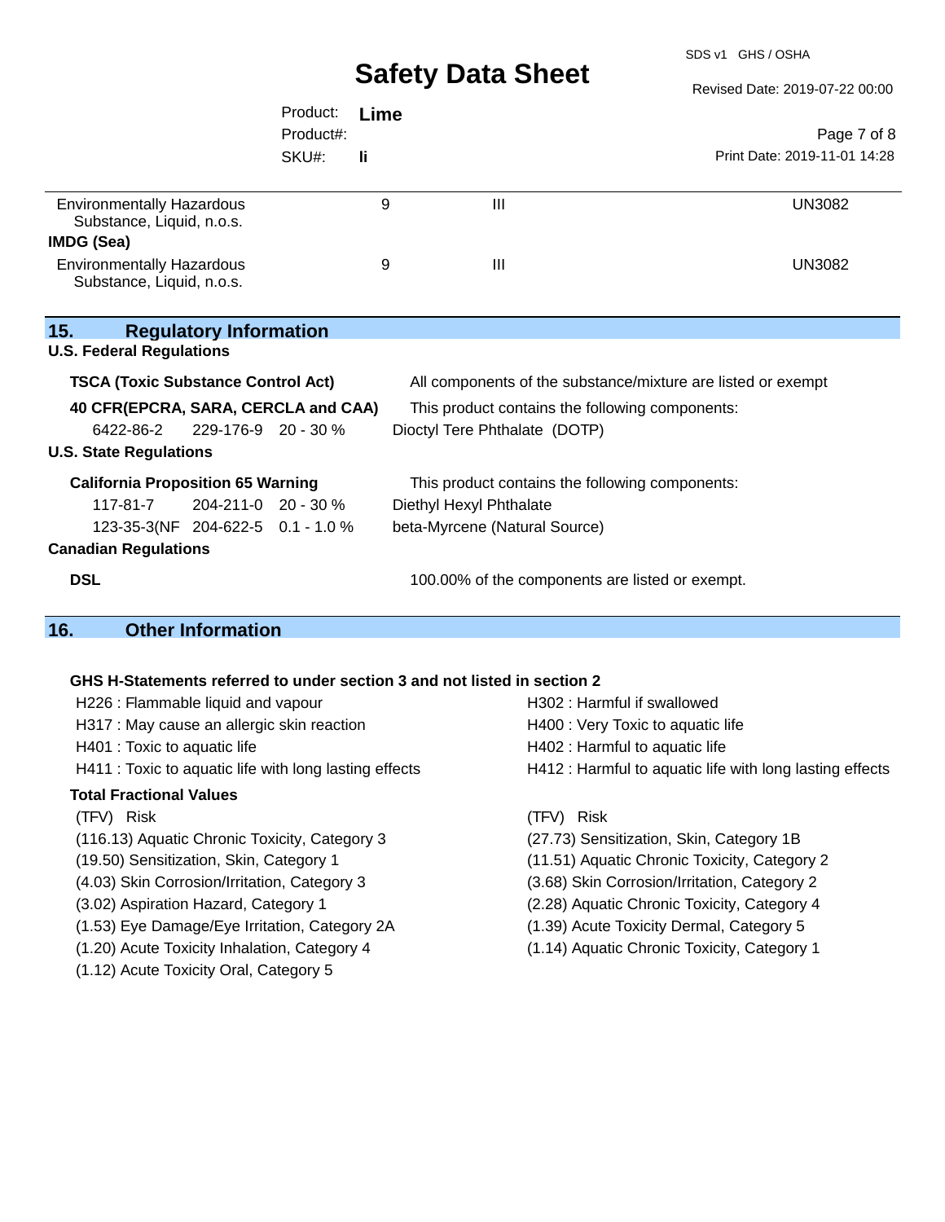| | | | |
|---|---|---|---|
| Environmentally Hazardous Substance, Liquid, n.o.s. | 9 | III | UN3082 |
| **IMDG (Sea)** | | | |
| Environmentally Hazardous Substance, Liquid, n.o.s. | 9 | III | UN3082 |

## 15. Regulatory Information

**U.S. Federal Regulations**

**TSCA (Toxic Substance Control Act)** — All components of the substance/mixture are listed or exempt

**40 CFR(EPCRA, SARA, CERCLA and CAA)** — This product contains the following components:

| | | | |
|---|---|---|---|
| 6422-86-2 | 229-176-9 | 20 - 30 % | Dioctyl Tere Phthalate (DOTP) |

**U.S. State Regulations**

**California Proposition 65 Warning** — This product contains the following components:

| | | | |
|---|---|---|---|
| 117-81-7 | 204-211-0 | 20 - 30 % | Diethyl Hexyl Phthalate |
| 123-35-3(NF | 204-622-5 | 0.1 - 1.0 % | beta-Myrcene (Natural Source) |

**Canadian Regulations**

**DSL** — 100.00% of the components are listed or exempt.

## 16. Other Information

**GHS H-Statements referred to under section 3 and not listed in section 2**

H226 : Flammable liquid and vapour
H302 : Harmful if swallowed
H317 : May cause an allergic skin reaction
H400 : Very Toxic to aquatic life
H401 : Toxic to aquatic life
H402 : Harmful to aquatic life
H411 : Toxic to aquatic life with long lasting effects
H412 : Harmful to aquatic life with long lasting effects

**Total Fractional Values**

| (TFV) Risk | (TFV) Risk |
|---|---|
| (116.13) Aquatic Chronic Toxicity, Category 3 | (27.73) Sensitization, Skin, Category 1B |
| (19.50) Sensitization, Skin, Category 1 | (11.51) Aquatic Chronic Toxicity, Category 2 |
| (4.03) Skin Corrosion/Irritation, Category 3 | (3.68) Skin Corrosion/Irritation, Category 2 |
| (3.02) Aspiration Hazard, Category 1 | (2.28) Aquatic Chronic Toxicity, Category 4 |
| (1.53) Eye Damage/Eye Irritation, Category 2A | (1.39) Acute Toxicity Dermal, Category 5 |
| (1.20) Acute Toxicity Inhalation, Category 4 | (1.14) Aquatic Chronic Toxicity, Category 1 |
| (1.12) Acute Toxicity Oral, Category 5 | |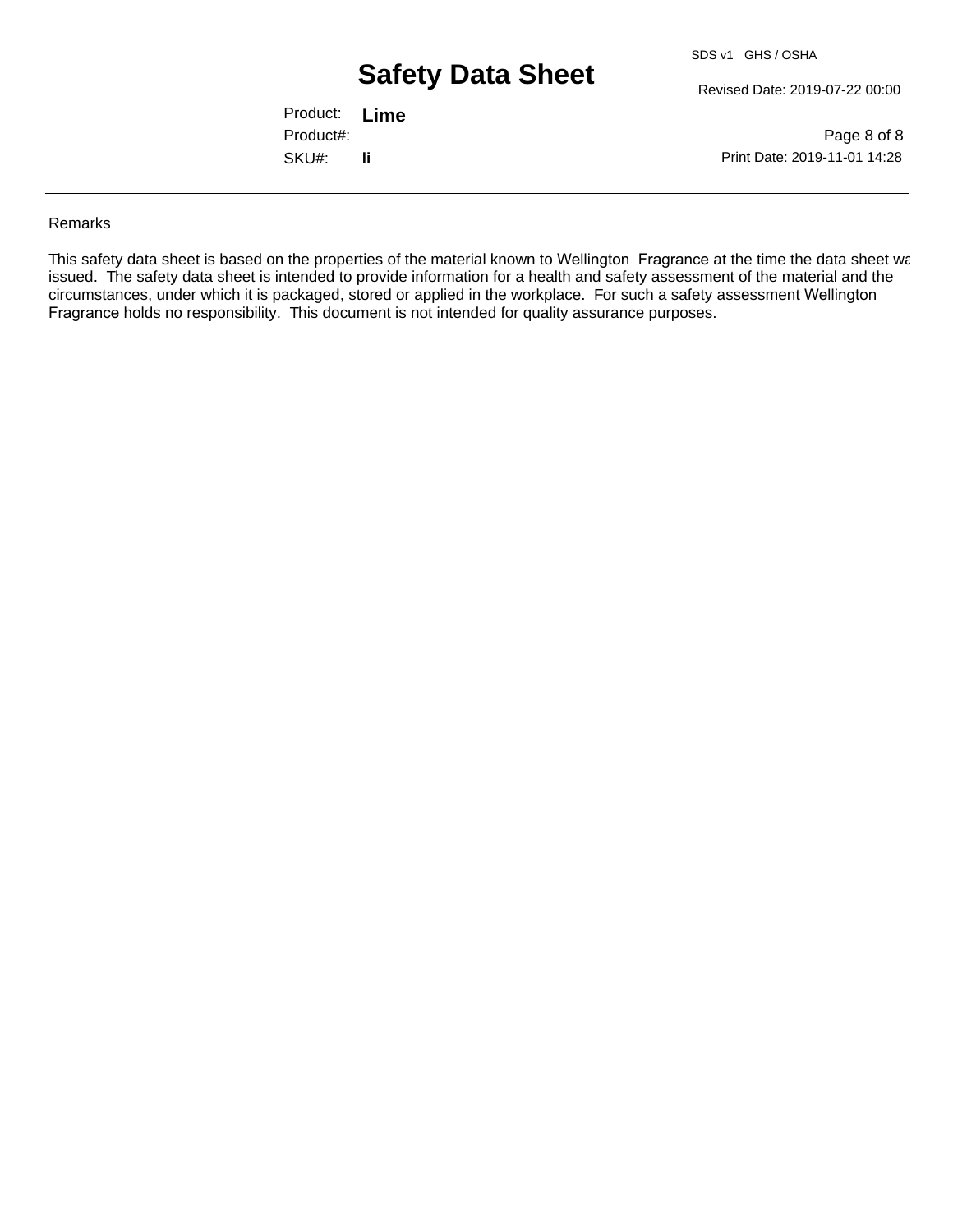## Remarks

This safety data sheet is based on the properties of the material known to Wellington Fragrance at the time the data sheet wa issued. The safety data sheet is intended to provide information for a health and safety assessment of the material and the circumstances, under which it is packaged, stored or applied in the workplace. For such a safety assessment Wellington Fragrance holds no responsibility. This document is not intended for quality assurance purposes.